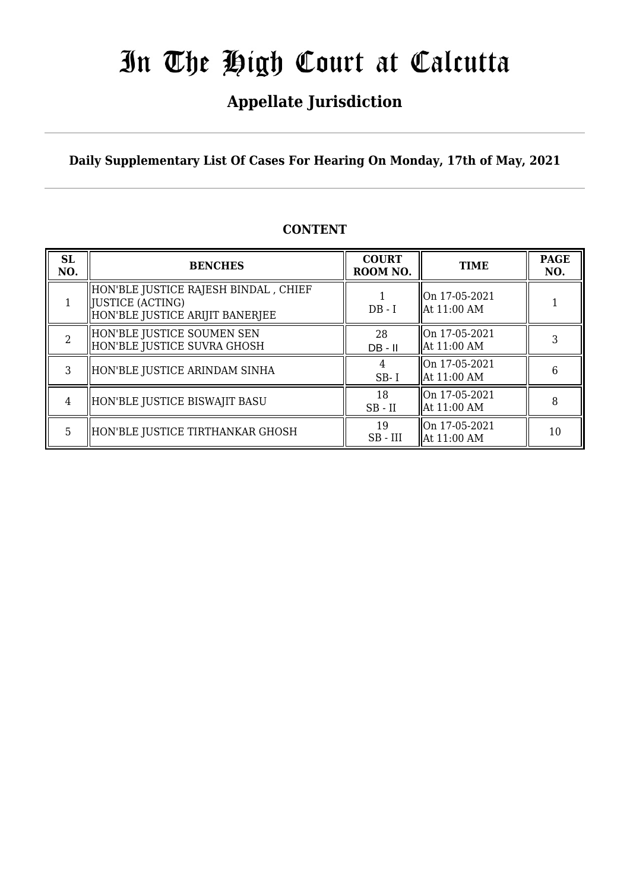# In The High Court at Calcutta

## Appellate Jurisdiction

**Daily Supplementary List Of Cases For Hearing On Monday, 17th of May, 2021**

**CONTENT**

| SL NO. | BENCHES | COURT ROOM NO. | TIME | PAGE NO. |
|---|---|---|---|---|
| 1 | HON'BLE JUSTICE RAJESH BINDAL , CHIEF JUSTICE (ACTING)<br>HON'BLE JUSTICE ARIJIT BANERJEE | 1<br>DB - I | On 17-05-2021<br>At 11:00 AM | 1 |
| 2 | HON'BLE JUSTICE SOUMEN SEN<br>HON'BLE JUSTICE SUVRA GHOSH | 28<br>DB - II | On 17-05-2021<br>At 11:00 AM | 3 |
| 3 | HON'BLE JUSTICE ARINDAM SINHA | 4<br>SB- I | On 17-05-2021<br>At 11:00 AM | 6 |
| 4 | HON'BLE JUSTICE BISWAJIT BASU | 18<br>SB - II | On 17-05-2021<br>At 11:00 AM | 8 |
| 5 | HON'BLE JUSTICE TIRTHANKAR GHOSH | 19<br>SB - III | On 17-05-2021<br>At 11:00 AM | 10 |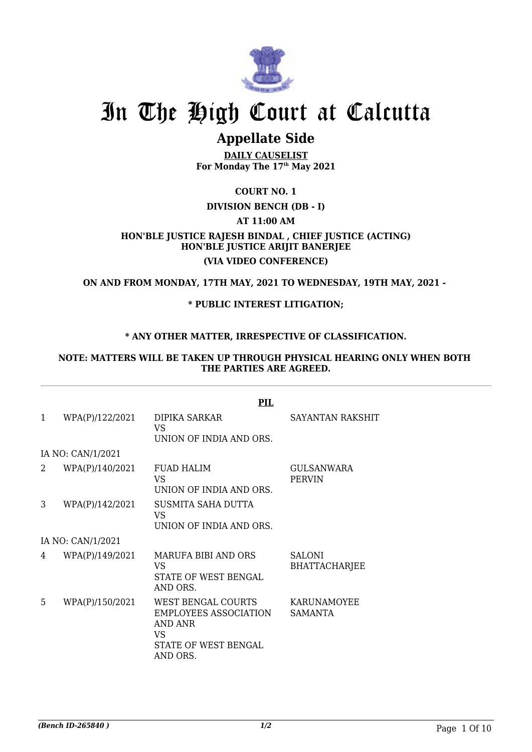# In The High Court at Calcutta

## Appellate Side

**DAILY CAUSELIST**
**For Monday The 17th May 2021**

**COURT NO. 1**

**DIVISION BENCH (DB - I)**

**AT 11:00 AM**

**HON'BLE JUSTICE RAJESH BINDAL , CHIEF JUSTICE (ACTING)**
**HON'BLE JUSTICE ARIJIT BANERJEE**

**(VIA VIDEO CONFERENCE)**

**ON AND FROM MONDAY, 17TH MAY, 2021 TO WEDNESDAY, 19TH MAY, 2021 -**

**\* PUBLIC INTEREST LITIGATION;**

**\* ANY OTHER MATTER, IRRESPECTIVE OF CLASSIFICATION.**

**NOTE: MATTERS WILL BE TAKEN UP THROUGH PHYSICAL HEARING ONLY WHEN BOTH THE PARTIES ARE AGREED.**

**PIL**

| | | | |
|---|---|---|---|
| 1 | WPA(P)/122/2021 | DIPIKA SARKAR<br>VS<br>UNION OF INDIA AND ORS. | SAYANTAN RAKSHIT |
| IA NO: CAN/1/2021 | | | |
| 2 | WPA(P)/140/2021 | FUAD HALIM<br>VS<br>UNION OF INDIA AND ORS. | GULSANWARA PERVIN |
| 3 | WPA(P)/142/2021 | SUSMITA SAHA DUTTA<br>VS<br>UNION OF INDIA AND ORS. | |
| IA NO: CAN/1/2021 | | | |
| 4 | WPA(P)/149/2021 | MARUFA BIBI AND ORS<br>VS<br>STATE OF WEST BENGAL AND ORS. | SALONI BHATTACHARJEE |
| 5 | WPA(P)/150/2021 | WEST BENGAL COURTS EMPLOYEES ASSOCIATION AND ANR<br>VS<br>STATE OF WEST BENGAL AND ORS. | KARUNAMOYEE SAMANTA |

*(Bench ID-265840 )* 1/2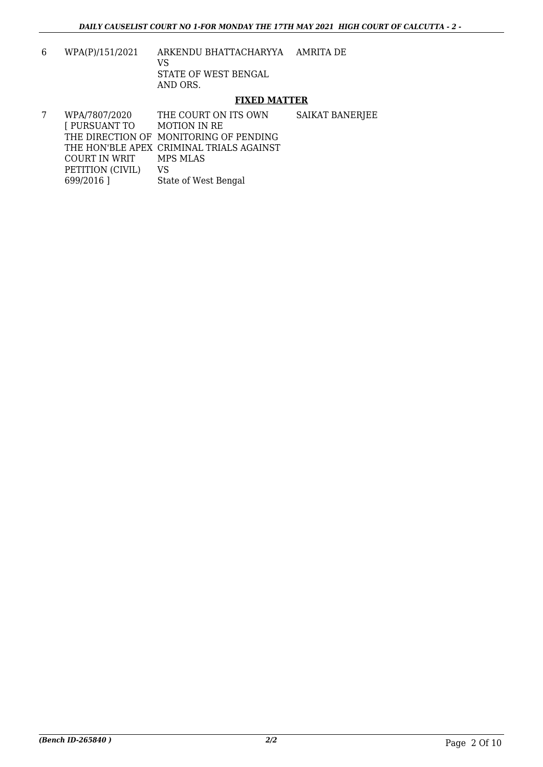| | | | |
|---|---|---|---|
| 6 | WPA(P)/151/2021 | ARKENDU BHATTACHARYYA<br>VS<br>STATE OF WEST BENGAL<br>AND ORS. | AMRITA DE |

**FIXED MATTER**

| | | | |
|---|---|---|---|
| 7 | WPA/7807/2020<br>[ PURSUANT TO THE DIRECTION OF THE HON'BLE APEX COURT IN WRIT PETITION (CIVIL) 699/2016 ] | THE COURT ON ITS OWN MOTION IN RE MONITORING OF PENDING CRIMINAL TRIALS AGAINST MPS MLAS<br>VS<br>State of West Bengal | SAIKAT BANERJEE |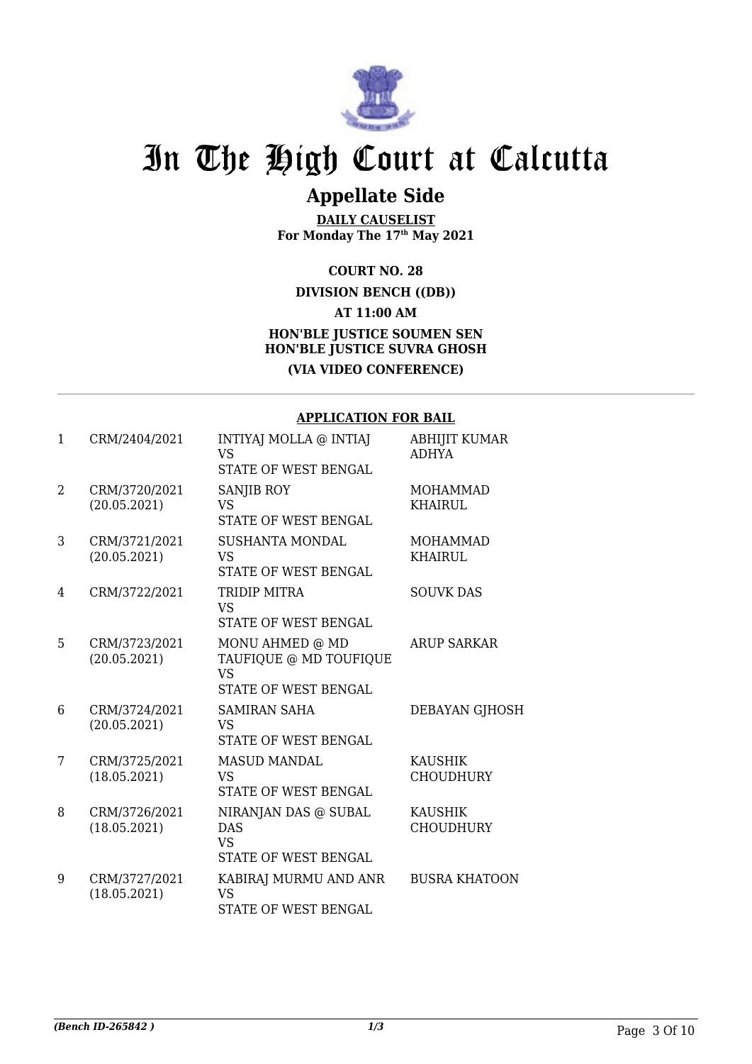# In The High Court at Calcutta

## Appellate Side

**DAILY CAUSELIST**
**For Monday The 17th May 2021**

**COURT NO. 28**

**DIVISION BENCH ((DB))**

**AT 11:00 AM**

**HON'BLE JUSTICE SOUMEN SEN**
**HON'BLE JUSTICE SUVRA GHOSH**

**(VIA VIDEO CONFERENCE)**

**APPLICATION FOR BAIL**

| | | | |
|---|---|---|---|
| 1 | CRM/2404/2021 | INTIYAJ MOLLA @ INTIAJ<br>VS<br>STATE OF WEST BENGAL | ABHIJIT KUMAR ADHYA |
| 2 | CRM/3720/2021<br>(20.05.2021) | SANJIB ROY<br>VS<br>STATE OF WEST BENGAL | MOHAMMAD KHAIRUL |
| 3 | CRM/3721/2021<br>(20.05.2021) | SUSHANTA MONDAL<br>VS<br>STATE OF WEST BENGAL | MOHAMMAD KHAIRUL |
| 4 | CRM/3722/2021 | TRIDIP MITRA<br>VS<br>STATE OF WEST BENGAL | SOUVK DAS |
| 5 | CRM/3723/2021<br>(20.05.2021) | MONU AHMED @ MD TAUFIQUE @ MD TOUFIQUE<br>VS<br>STATE OF WEST BENGAL | ARUP SARKAR |
| 6 | CRM/3724/2021<br>(20.05.2021) | SAMIRAN SAHA<br>VS<br>STATE OF WEST BENGAL | DEBAYAN GJHOSH |
| 7 | CRM/3725/2021<br>(18.05.2021) | MASUD MANDAL<br>VS<br>STATE OF WEST BENGAL | KAUSHIK CHOUDHURY |
| 8 | CRM/3726/2021<br>(18.05.2021) | NIRANJAN DAS @ SUBAL DAS<br>VS<br>STATE OF WEST BENGAL | KAUSHIK CHOUDHURY |
| 9 | CRM/3727/2021<br>(18.05.2021) | KABIRAJ MURMU AND ANR<br>VS<br>STATE OF WEST BENGAL | BUSRA KHATOON |

*(Bench ID-265842 )* 1/3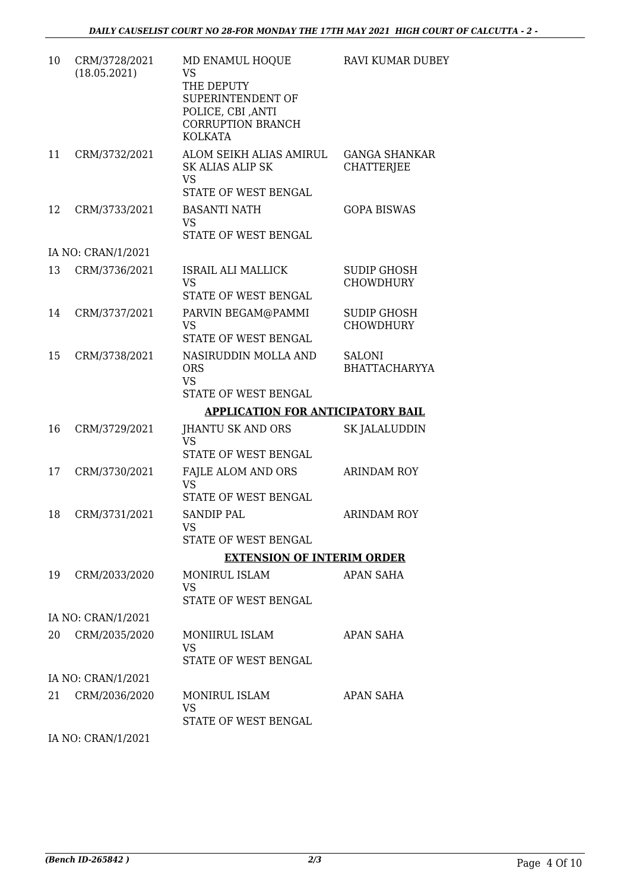| | | | |
|---|---|---|---|
| 10 | CRM/3728/2021 (18.05.2021) | MD ENAMUL HOQUE VS THE DEPUTY SUPERINTENDENT OF POLICE, CBI ,ANTI CORRUPTION BRANCH KOLKATA | RAVI KUMAR DUBEY |
| 11 | CRM/3732/2021 | ALOM SEIKH ALIAS AMIRUL SK ALIAS ALIP SK VS STATE OF WEST BENGAL | GANGA SHANKAR CHATTERJEE |
| 12 | CRM/3733/2021 | BASANTI NATH VS STATE OF WEST BENGAL | GOPA BISWAS |
| | IA NO: CRAN/1/2021 | | |
| 13 | CRM/3736/2021 | ISRAIL ALI MALLICK VS STATE OF WEST BENGAL | SUDIP GHOSH CHOWDHURY |
| 14 | CRM/3737/2021 | PARVIN BEGAM@PAMMI VS STATE OF WEST BENGAL | SUDIP GHOSH CHOWDHURY |
| 15 | CRM/3738/2021 | NASIRUDDIN MOLLA AND ORS VS STATE OF WEST BENGAL | SALONI BHATTACHARYYA |

**APPLICATION FOR ANTICIPATORY BAIL**

| | | | |
|---|---|---|---|
| 16 | CRM/3729/2021 | JHANTU SK AND ORS VS STATE OF WEST BENGAL | SK JALALUDDIN |
| 17 | CRM/3730/2021 | FAJLE ALOM AND ORS VS STATE OF WEST BENGAL | ARINDAM ROY |
| 18 | CRM/3731/2021 | SANDIP PAL VS STATE OF WEST BENGAL | ARINDAM ROY |

**EXTENSION OF INTERIM ORDER**

| | | | |
|---|---|---|---|
| 19 | CRM/2033/2020 | MONIRUL ISLAM VS STATE OF WEST BENGAL | APAN SAHA |
| | IA NO: CRAN/1/2021 | | |
| 20 | CRM/2035/2020 | MONIIRUL ISLAM VS STATE OF WEST BENGAL | APAN SAHA |
| | IA NO: CRAN/1/2021 | | |
| 21 | CRM/2036/2020 | MONIRUL ISLAM VS STATE OF WEST BENGAL | APAN SAHA |
| | IA NO: CRAN/1/2021 | | |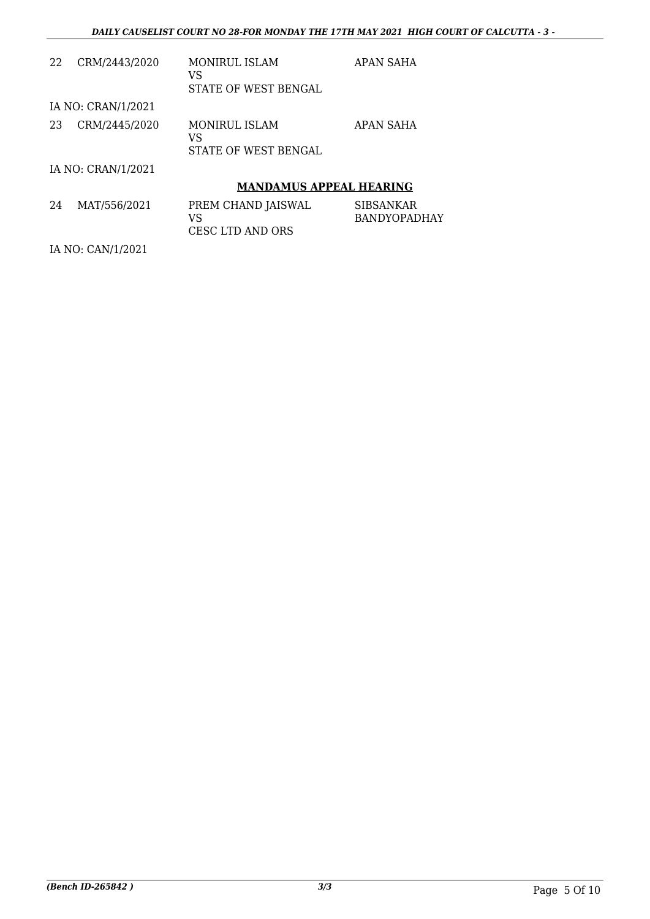| | | | |
|---|---|---|---|
| 22 | CRM/2443/2020 | MONIRUL ISLAM<br>VS<br>STATE OF WEST BENGAL | APAN SAHA |
| IA NO: CRAN/1/2021 | | | |
| 23 | CRM/2445/2020 | MONIRUL ISLAM<br>VS<br>STATE OF WEST BENGAL | APAN SAHA |
| IA NO: CRAN/1/2021 | | | |

## MANDAMUS APPEAL HEARING

| | | | |
|---|---|---|---|
| 24 | MAT/556/2021 | PREM CHAND JAISWAL<br>VS<br>CESC LTD AND ORS | SIBSANKAR BANDYOPADHAY |
| IA NO: CAN/1/2021 | | | |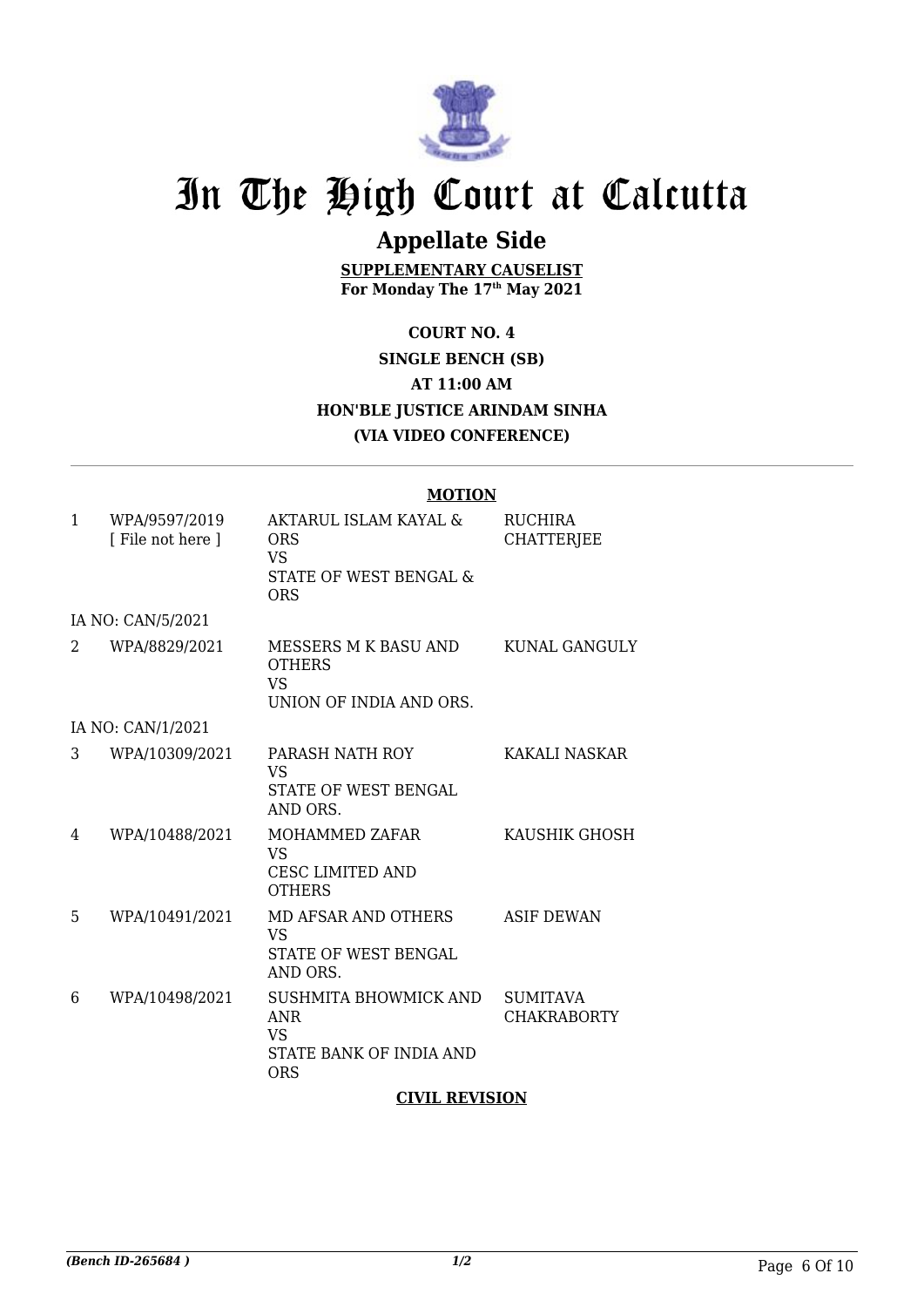# In The High Court at Calcutta

## Appellate Side

**SUPPLEMENTARY CAUSELIST**
**For Monday The 17th May 2021**

**COURT NO. 4**
**SINGLE BENCH (SB)**
**AT 11:00 AM**
**HON'BLE JUSTICE ARINDAM SINHA**
**(VIA VIDEO CONFERENCE)**

**MOTION**

| | | | |
|---|---|---|---|
| 1 | WPA/9597/2019 [ File not here ] | AKTARUL ISLAM KAYAL & ORS VS STATE OF WEST BENGAL & ORS | RUCHIRA CHATTERJEE |
| | IA NO: CAN/5/2021 | | |
| 2 | WPA/8829/2021 | MESSERS M K BASU AND OTHERS VS UNION OF INDIA AND ORS. | KUNAL GANGULY |
| | IA NO: CAN/1/2021 | | |
| 3 | WPA/10309/2021 | PARASH NATH ROY VS STATE OF WEST BENGAL AND ORS. | KAKALI NASKAR |
| 4 | WPA/10488/2021 | MOHAMMED ZAFAR VS CESC LIMITED AND OTHERS | KAUSHIK GHOSH |
| 5 | WPA/10491/2021 | MD AFSAR AND OTHERS VS STATE OF WEST BENGAL AND ORS. | ASIF DEWAN |
| 6 | WPA/10498/2021 | SUSHMITA BHOWMICK AND ANR VS STATE BANK OF INDIA AND ORS | SUMITAVA CHAKRABORTY |

**CIVIL REVISION**

*(Bench ID-265684 )* 1/2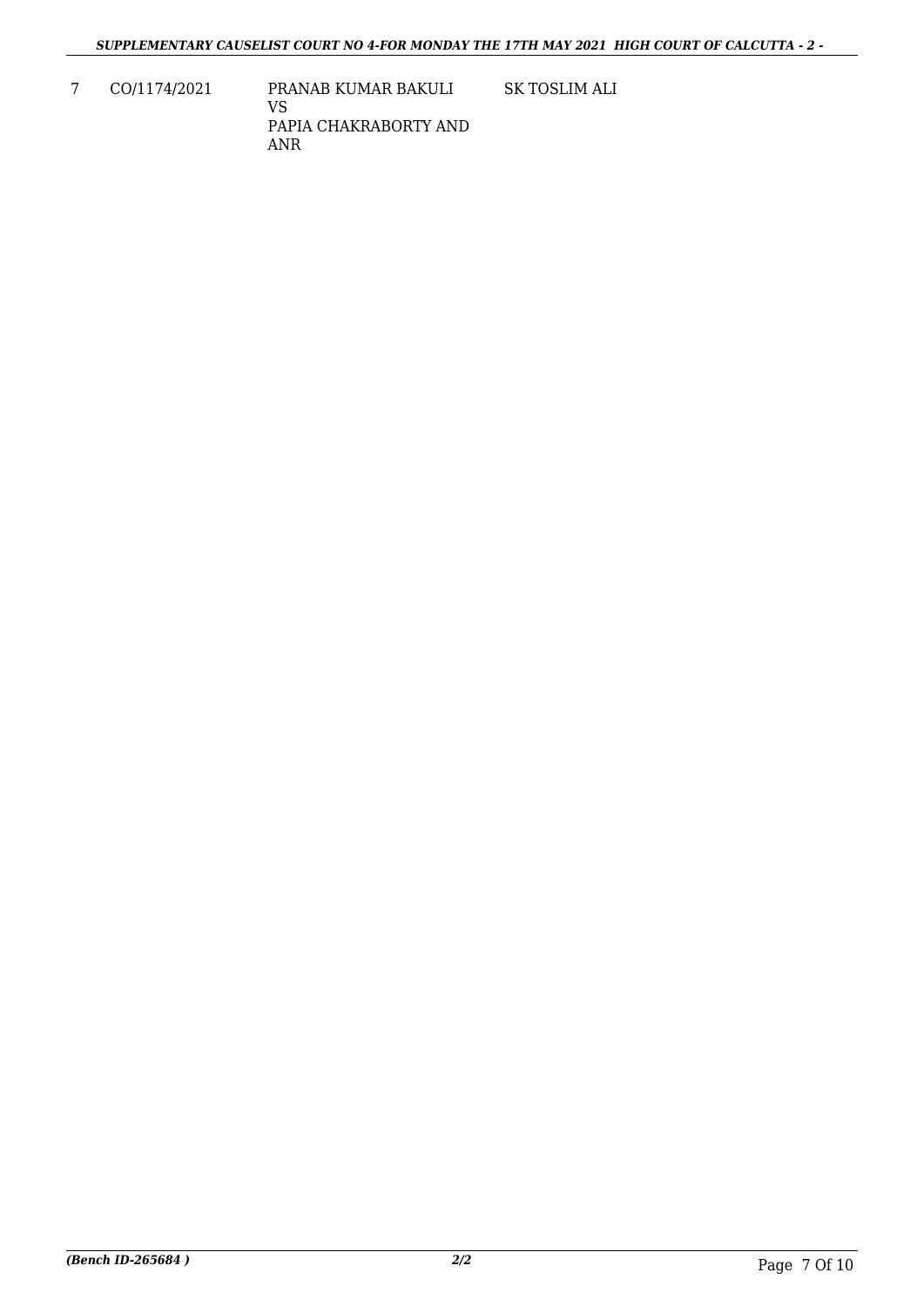| 7 | CO/1174/2021 | PRANAB KUMAR BAKULI<br>VS<br>PAPIA CHAKRABORTY AND ANR | SK TOSLIM ALI |
|---|---|---|---|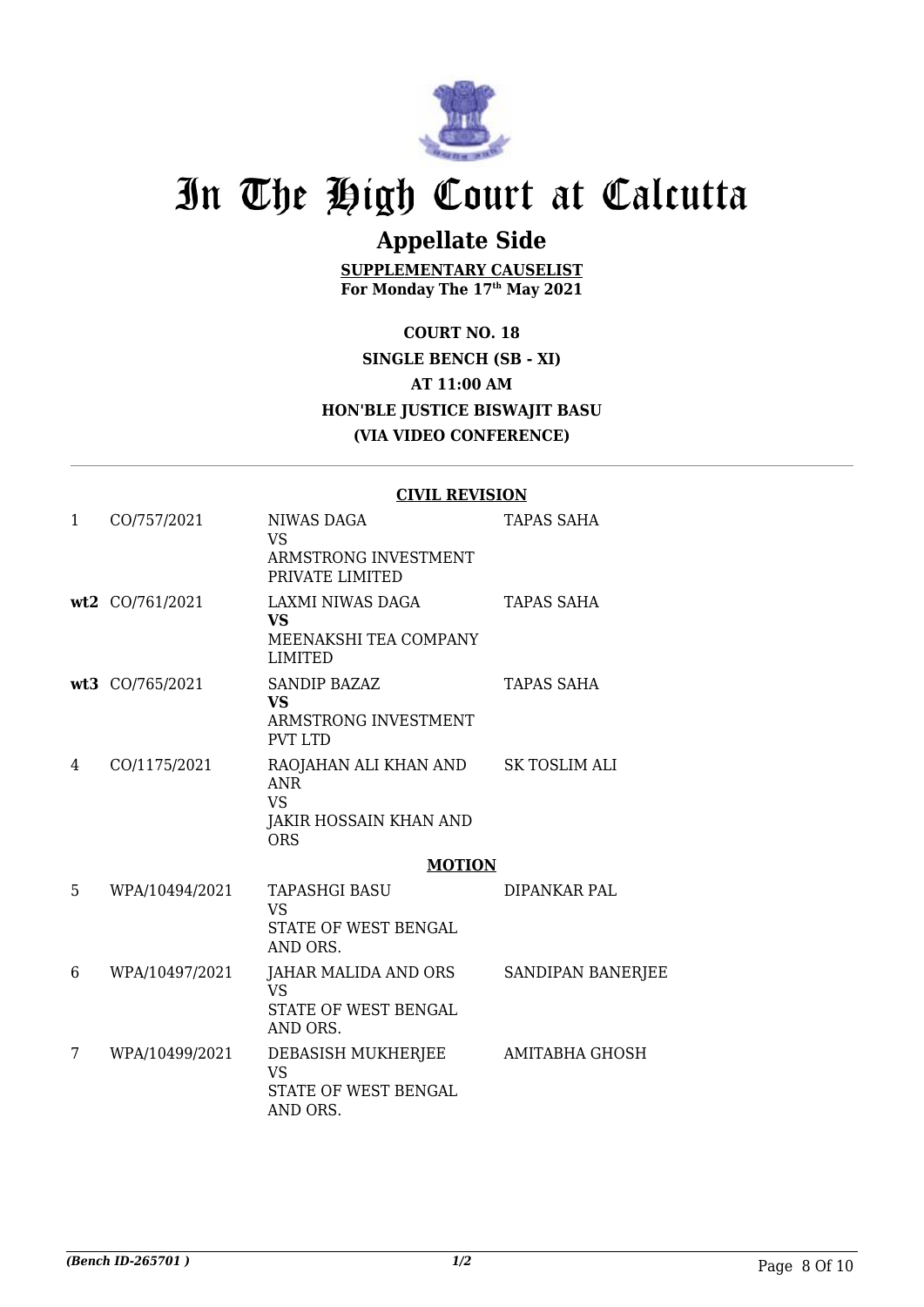# In The High Court at Calcutta

## Appellate Side

**SUPPLEMENTARY CAUSELIST**
**For Monday The 17th May 2021**

**COURT NO. 18**
**SINGLE BENCH (SB - XI)**
**AT 11:00 AM**
**HON'BLE JUSTICE BISWAJIT BASU**
**(VIA VIDEO CONFERENCE)**

**CIVIL REVISION**

| | | | |
|---|---|---|---|
| 1 | CO/757/2021 | NIWAS DAGA<br>VS<br>ARMSTRONG INVESTMENT PRIVATE LIMITED | TAPAS SAHA |
| **wt2** | CO/761/2021 | LAXMI NIWAS DAGA<br>**VS**<br>MEENAKSHI TEA COMPANY LIMITED | TAPAS SAHA |
| **wt3** | CO/765/2021 | SANDIP BAZAZ<br>**VS**<br>ARMSTRONG INVESTMENT PVT LTD | TAPAS SAHA |
| 4 | CO/1175/2021 | RAOJAHAN ALI KHAN AND ANR<br>VS<br>JAKIR HOSSAIN KHAN AND ORS | SK TOSLIM ALI |

**MOTION**

| | | | |
|---|---|---|---|
| 5 | WPA/10494/2021 | TAPASHGI BASU<br>VS<br>STATE OF WEST BENGAL AND ORS. | DIPANKAR PAL |
| 6 | WPA/10497/2021 | JAHAR MALIDA AND ORS<br>VS<br>STATE OF WEST BENGAL AND ORS. | SANDIPAN BANERJEE |
| 7 | WPA/10499/2021 | DEBASISH MUKHERJEE<br>VS<br>STATE OF WEST BENGAL AND ORS. | AMITABHA GHOSH |

*(Bench ID-265701 )* 1/2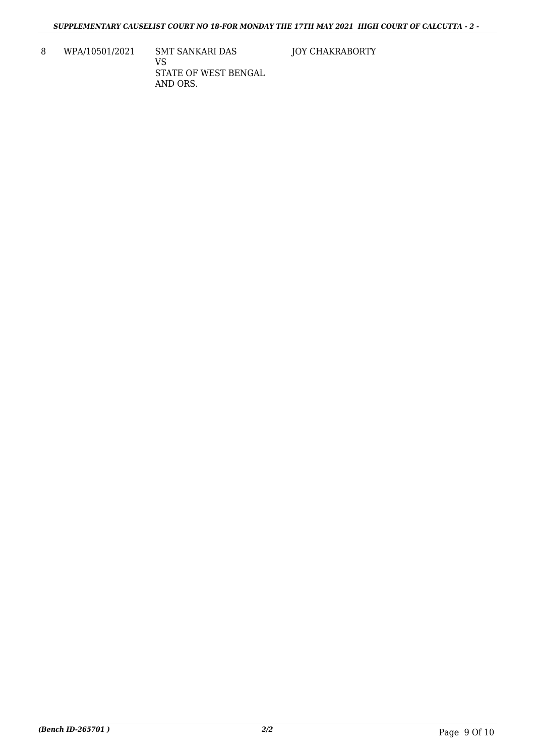| 8 | WPA/10501/2021 | SMT SANKARI DAS<br>VS<br>STATE OF WEST BENGAL AND ORS. | JOY CHAKRABORTY |
|---|---|---|---|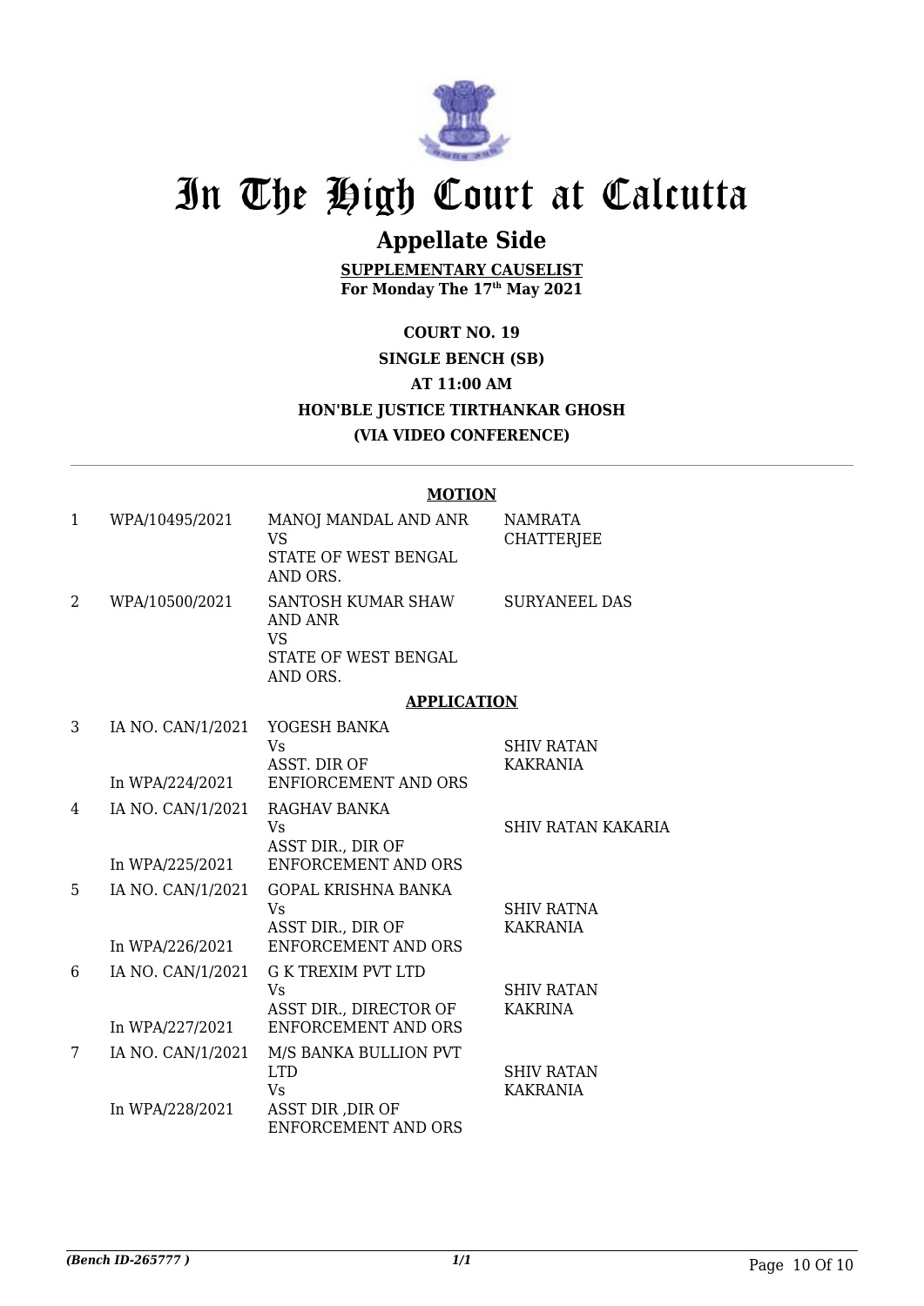# In The High Court at Calcutta

## Appellate Side

**SUPPLEMENTARY CAUSELIST**
**For Monday The 17th May 2021**

**COURT NO. 19**
**SINGLE BENCH (SB)**
**AT 11:00 AM**
**HON'BLE JUSTICE TIRTHANKAR GHOSH**
**(VIA VIDEO CONFERENCE)**

**MOTION**

| | | | |
|---|---|---|---|
| 1 | WPA/10495/2021 | MANOJ MANDAL AND ANR VS STATE OF WEST BENGAL AND ORS. | NAMRATA CHATTERJEE |
| 2 | WPA/10500/2021 | SANTOSH KUMAR SHAW AND ANR VS STATE OF WEST BENGAL AND ORS. | SURYANEEL DAS |

**APPLICATION**

| | | | |
|---|---|---|---|
| 3 | IA NO. CAN/1/2021 In WPA/224/2021 | YOGESH BANKA Vs ASST. DIR OF ENFIORCEMENT AND ORS | SHIV RATAN KAKRANIA |
| 4 | IA NO. CAN/1/2021 In WPA/225/2021 | RAGHAV BANKA Vs ASST DIR., DIR OF ENFORCEMENT AND ORS | SHIV RATAN KAKARIA |
| 5 | IA NO. CAN/1/2021 In WPA/226/2021 | GOPAL KRISHNA BANKA Vs ASST DIR., DIR OF ENFORCEMENT AND ORS | SHIV RATNA KAKRANIA |
| 6 | IA NO. CAN/1/2021 In WPA/227/2021 | G K TREXIM PVT LTD Vs ASST DIR., DIRECTOR OF ENFORCEMENT AND ORS | SHIV RATAN KAKRINA |
| 7 | IA NO. CAN/1/2021 In WPA/228/2021 | M/S BANKA BULLION PVT LTD Vs ASST DIR ,DIR OF ENFORCEMENT AND ORS | SHIV RATAN KAKRANIA |

*(Bench ID-265777 )*